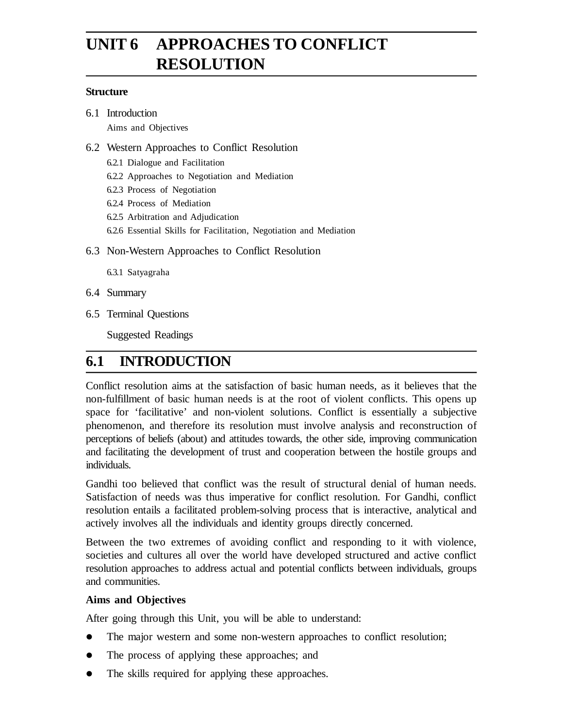# UNIT 6 APPROACHES TO CONFLICT RESOLUTION

**Structure**

6.1 Introduction
- Aims and Objectives

6.2 Western Approaches to Conflict Resolution
- 6.2.1 Dialogue and Facilitation
- 6.2.2 Approaches to Negotiation and Mediation
- 6.2.3 Process of Negotiation
- 6.2.4 Process of Mediation
- 6.2.5 Arbitration and Adjudication
- 6.2.6 Essential Skills for Facilitation, Negotiation and Mediation

6.3 Non-Western Approaches to Conflict Resolution
- 6.3.1 Satyagraha

6.4 Summary

6.5 Terminal Questions
- Suggested Readings

## 6.1 INTRODUCTION

Conflict resolution aims at the satisfaction of basic human needs, as it believes that the non-fulfillment of basic human needs is at the root of violent conflicts. This opens up space for 'facilitative' and non-violent solutions. Conflict is essentially a subjective phenomenon, and therefore its resolution must involve analysis and reconstruction of perceptions of beliefs (about) and attitudes towards, the other side, improving communication and facilitating the development of trust and cooperation between the hostile groups and individuals.

Gandhi too believed that conflict was the result of structural denial of human needs. Satisfaction of needs was thus imperative for conflict resolution. For Gandhi, conflict resolution entails a facilitated problem-solving process that is interactive, analytical and actively involves all the individuals and identity groups directly concerned.

Between the two extremes of avoiding conflict and responding to it with violence, societies and cultures all over the world have developed structured and active conflict resolution approaches to address actual and potential conflicts between individuals, groups and communities.

**Aims and Objectives**

After going through this Unit, you will be able to understand:

- The major western and some non-western approaches to conflict resolution;
- The process of applying these approaches; and
- The skills required for applying these approaches.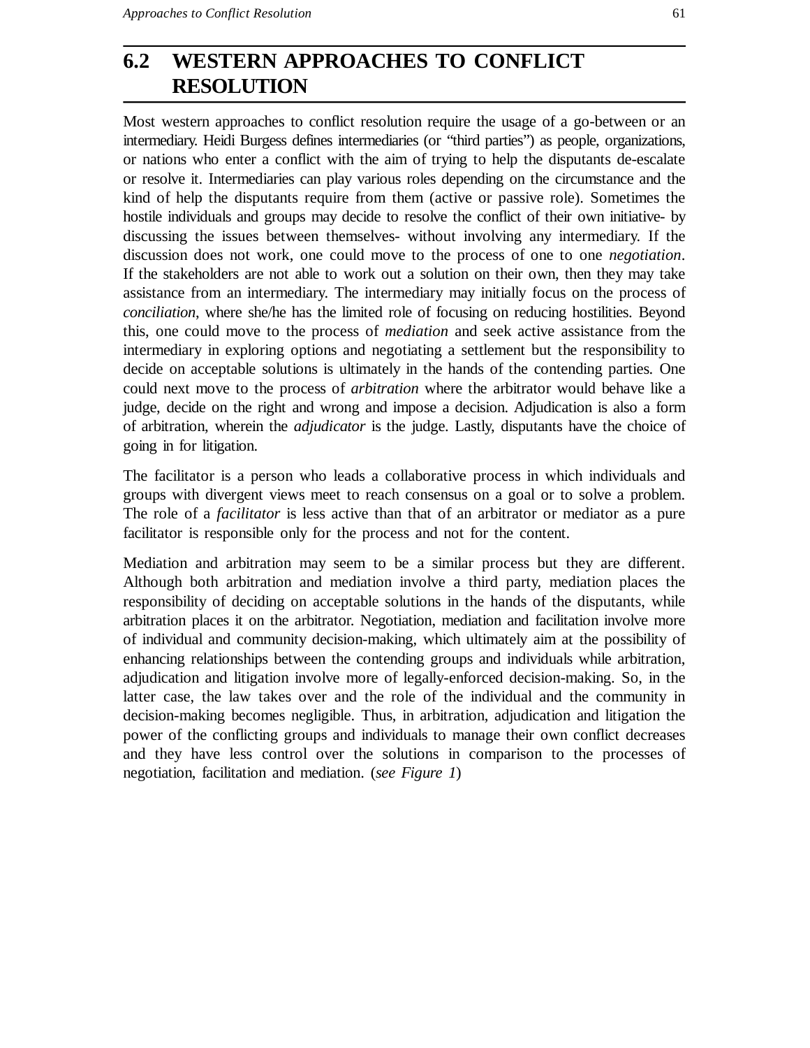## 6.2 WESTERN APPROACHES TO CONFLICT RESOLUTION

Most western approaches to conflict resolution require the usage of a go-between or an intermediary. Heidi Burgess defines intermediaries (or “third parties”) as people, organizations, or nations who enter a conflict with the aim of trying to help the disputants de-escalate or resolve it. Intermediaries can play various roles depending on the circumstance and the kind of help the disputants require from them (active or passive role). Sometimes the hostile individuals and groups may decide to resolve the conflict of their own initiative- by discussing the issues between themselves- without involving any intermediary. If the discussion does not work, one could move to the process of one to one *negotiation*. If the stakeholders are not able to work out a solution on their own, then they may take assistance from an intermediary. The intermediary may initially focus on the process of *conciliation*, where she/he has the limited role of focusing on reducing hostilities. Beyond this, one could move to the process of *mediation* and seek active assistance from the intermediary in exploring options and negotiating a settlement but the responsibility to decide on acceptable solutions is ultimately in the hands of the contending parties. One could next move to the process of *arbitration* where the arbitrator would behave like a judge, decide on the right and wrong and impose a decision. Adjudication is also a form of arbitration, wherein the *adjudicator* is the judge. Lastly, disputants have the choice of going in for litigation.

The facilitator is a person who leads a collaborative process in which individuals and groups with divergent views meet to reach consensus on a goal or to solve a problem. The role of a *facilitator* is less active than that of an arbitrator or mediator as a pure facilitator is responsible only for the process and not for the content.

Mediation and arbitration may seem to be a similar process but they are different. Although both arbitration and mediation involve a third party, mediation places the responsibility of deciding on acceptable solutions in the hands of the disputants, while arbitration places it on the arbitrator. Negotiation, mediation and facilitation involve more of individual and community decision-making, which ultimately aim at the possibility of enhancing relationships between the contending groups and individuals while arbitration, adjudication and litigation involve more of legally-enforced decision-making. So, in the latter case, the law takes over and the role of the individual and the community in decision-making becomes negligible. Thus, in arbitration, adjudication and litigation the power of the conflicting groups and individuals to manage their own conflict decreases and they have less control over the solutions in comparison to the processes of negotiation, facilitation and mediation. (*see Figure 1*)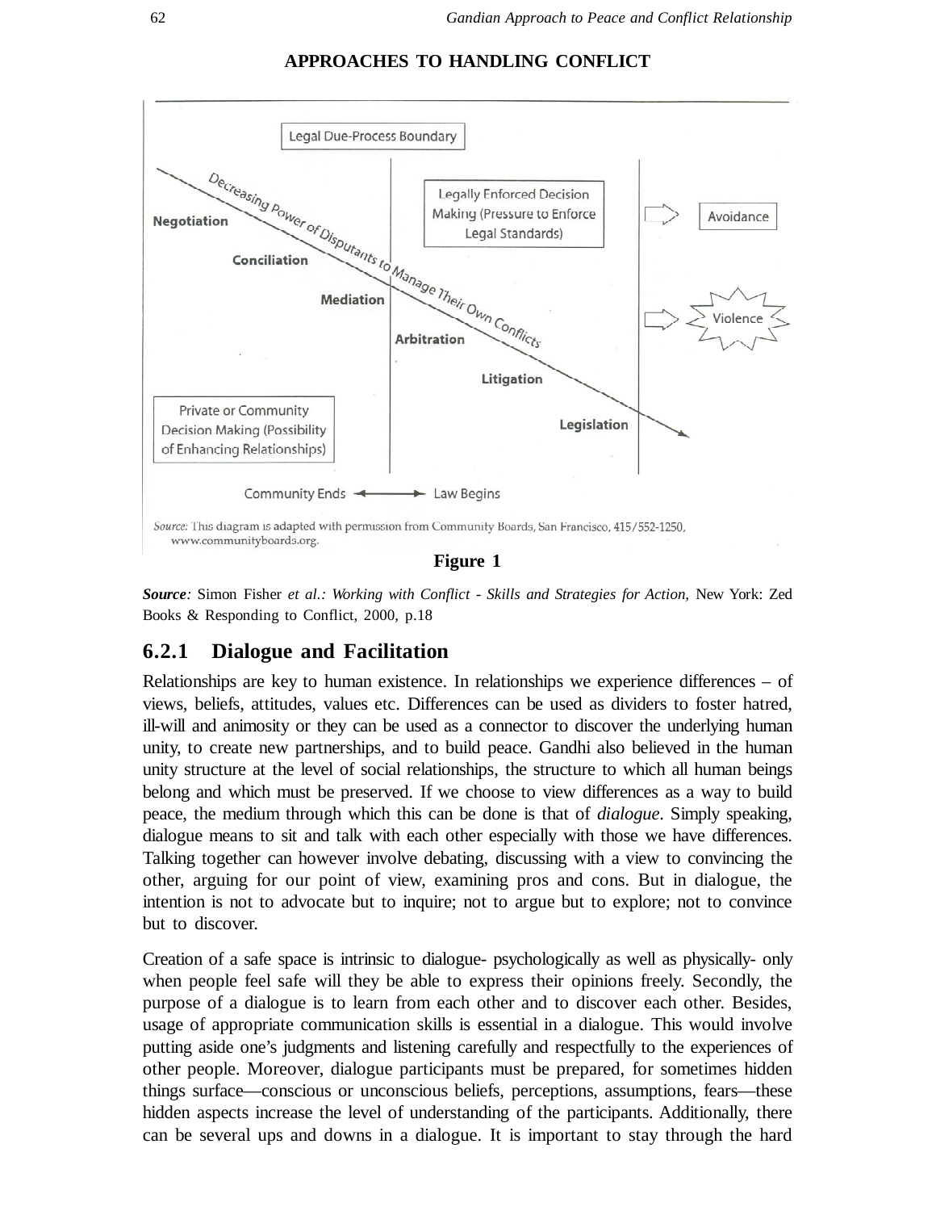**APPROACHES TO HANDLING CONFLICT**

Legal Due-Process Boundary

Decreasing Power of Disputants to Manage Their Own Conflicts

Negotiation

Conciliation

Mediation

Arbitration

Litigation

Legislation

Legally Enforced Decision Making (Pressure to Enforce Legal Standards)

Avoidance

Violence

Private or Community Decision Making (Possibility of Enhancing Relationships)

Community Ends ←→ Law Begins

*Source:* This diagram is adapted with permission from Community Boards, San Francisco, 415/552-1250, www.communityboards.org.

**Figure 1**

***Source****:* Simon Fisher *et al.: Working with Conflict - Skills and Strategies for Action,* New York: Zed Books & Responding to Conflict, 2000, p.18

### 6.2.1 Dialogue and Facilitation

Relationships are key to human existence. In relationships we experience differences – of views, beliefs, attitudes, values etc. Differences can be used as dividers to foster hatred, ill-will and animosity or they can be used as a connector to discover the underlying human unity, to create new partnerships, and to build peace. Gandhi also believed in the human unity structure at the level of social relationships, the structure to which all human beings belong and which must be preserved. If we choose to view differences as a way to build peace, the medium through which this can be done is that of *dialogue*. Simply speaking, dialogue means to sit and talk with each other especially with those we have differences. Talking together can however involve debating, discussing with a view to convincing the other, arguing for our point of view, examining pros and cons. But in dialogue, the intention is not to advocate but to inquire; not to argue but to explore; not to convince but to discover.

Creation of a safe space is intrinsic to dialogue- psychologically as well as physically- only when people feel safe will they be able to express their opinions freely. Secondly, the purpose of a dialogue is to learn from each other and to discover each other. Besides, usage of appropriate communication skills is essential in a dialogue. This would involve putting aside one's judgments and listening carefully and respectfully to the experiences of other people. Moreover, dialogue participants must be prepared, for sometimes hidden things surface—conscious or unconscious beliefs, perceptions, assumptions, fears—these hidden aspects increase the level of understanding of the participants. Additionally, there can be several ups and downs in a dialogue. It is important to stay through the hard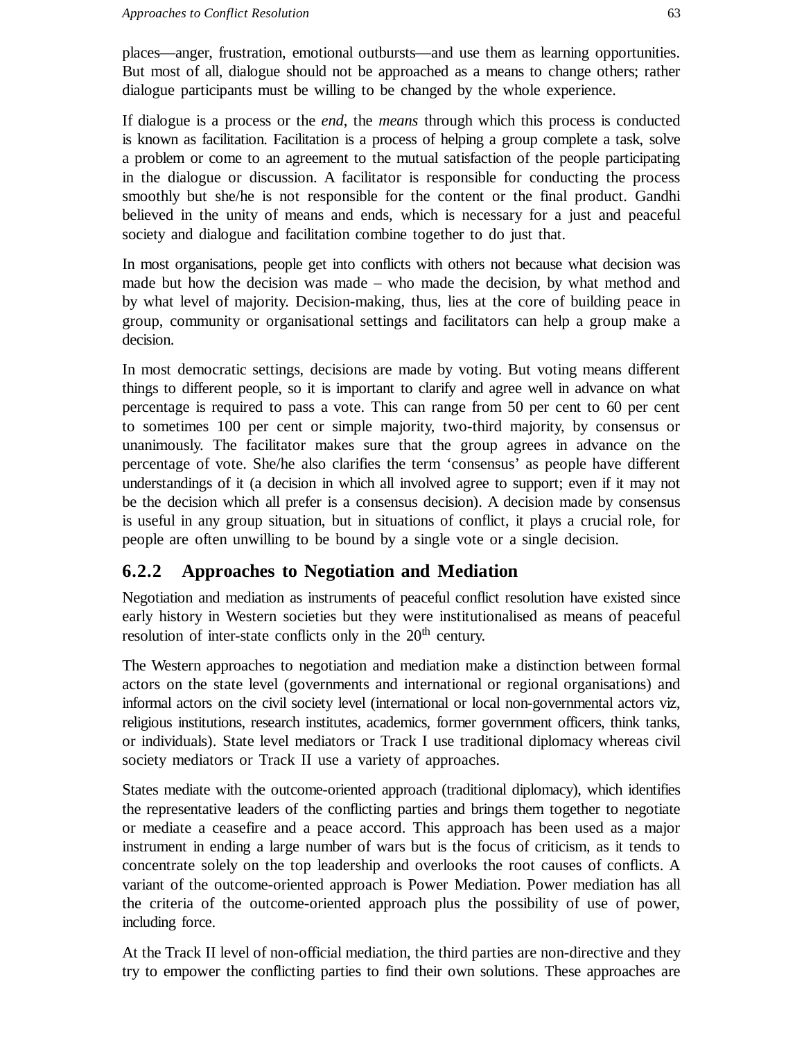places—anger, frustration, emotional outbursts—and use them as learning opportunities. But most of all, dialogue should not be approached as a means to change others; rather dialogue participants must be willing to be changed by the whole experience.

If dialogue is a process or the *end*, the *means* through which this process is conducted is known as facilitation. Facilitation is a process of helping a group complete a task, solve a problem or come to an agreement to the mutual satisfaction of the people participating in the dialogue or discussion. A facilitator is responsible for conducting the process smoothly but she/he is not responsible for the content or the final product. Gandhi believed in the unity of means and ends, which is necessary for a just and peaceful society and dialogue and facilitation combine together to do just that.

In most organisations, people get into conflicts with others not because what decision was made but how the decision was made – who made the decision, by what method and by what level of majority. Decision-making, thus, lies at the core of building peace in group, community or organisational settings and facilitators can help a group make a decision.

In most democratic settings, decisions are made by voting. But voting means different things to different people, so it is important to clarify and agree well in advance on what percentage is required to pass a vote. This can range from 50 per cent to 60 per cent to sometimes 100 per cent or simple majority, two-third majority, by consensus or unanimously. The facilitator makes sure that the group agrees in advance on the percentage of vote. She/he also clarifies the term 'consensus' as people have different understandings of it (a decision in which all involved agree to support; even if it may not be the decision which all prefer is a consensus decision). A decision made by consensus is useful in any group situation, but in situations of conflict, it plays a crucial role, for people are often unwilling to be bound by a single vote or a single decision.

### 6.2.2 Approaches to Negotiation and Mediation

Negotiation and mediation as instruments of peaceful conflict resolution have existed since early history in Western societies but they were institutionalised as means of peaceful resolution of inter-state conflicts only in the 20th century.

The Western approaches to negotiation and mediation make a distinction between formal actors on the state level (governments and international or regional organisations) and informal actors on the civil society level (international or local non-governmental actors viz, religious institutions, research institutes, academics, former government officers, think tanks, or individuals). State level mediators or Track I use traditional diplomacy whereas civil society mediators or Track II use a variety of approaches.

States mediate with the outcome-oriented approach (traditional diplomacy), which identifies the representative leaders of the conflicting parties and brings them together to negotiate or mediate a ceasefire and a peace accord. This approach has been used as a major instrument in ending a large number of wars but is the focus of criticism, as it tends to concentrate solely on the top leadership and overlooks the root causes of conflicts. A variant of the outcome-oriented approach is Power Mediation. Power mediation has all the criteria of the outcome-oriented approach plus the possibility of use of power, including force.

At the Track II level of non-official mediation, the third parties are non-directive and they try to empower the conflicting parties to find their own solutions. These approaches are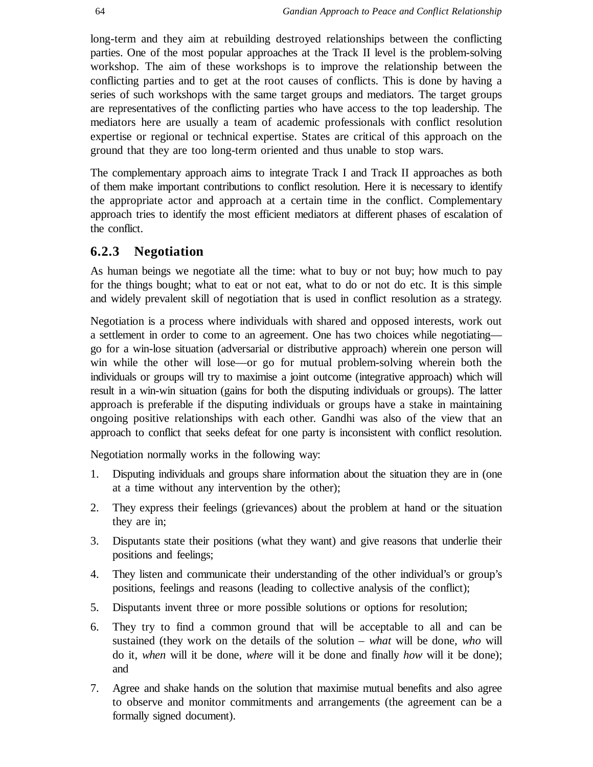long-term and they aim at rebuilding destroyed relationships between the conflicting parties. One of the most popular approaches at the Track II level is the problem-solving workshop. The aim of these workshops is to improve the relationship between the conflicting parties and to get at the root causes of conflicts. This is done by having a series of such workshops with the same target groups and mediators. The target groups are representatives of the conflicting parties who have access to the top leadership. The mediators here are usually a team of academic professionals with conflict resolution expertise or regional or technical expertise. States are critical of this approach on the ground that they are too long-term oriented and thus unable to stop wars.

The complementary approach aims to integrate Track I and Track II approaches as both of them make important contributions to conflict resolution. Here it is necessary to identify the appropriate actor and approach at a certain time in the conflict. Complementary approach tries to identify the most efficient mediators at different phases of escalation of the conflict.

### 6.2.3 Negotiation

As human beings we negotiate all the time: what to buy or not buy; how much to pay for the things bought; what to eat or not eat, what to do or not do etc. It is this simple and widely prevalent skill of negotiation that is used in conflict resolution as a strategy.

Negotiation is a process where individuals with shared and opposed interests, work out a settlement in order to come to an agreement. One has two choices while negotiating—go for a win-lose situation (adversarial or distributive approach) wherein one person will win while the other will lose—or go for mutual problem-solving wherein both the individuals or groups will try to maximise a joint outcome (integrative approach) which will result in a win-win situation (gains for both the disputing individuals or groups). The latter approach is preferable if the disputing individuals or groups have a stake in maintaining ongoing positive relationships with each other. Gandhi was also of the view that an approach to conflict that seeks defeat for one party is inconsistent with conflict resolution.

Negotiation normally works in the following way:

1. Disputing individuals and groups share information about the situation they are in (one at a time without any intervention by the other);
2. They express their feelings (grievances) about the problem at hand or the situation they are in;
3. Disputants state their positions (what they want) and give reasons that underlie their positions and feelings;
4. They listen and communicate their understanding of the other individual's or group's positions, feelings and reasons (leading to collective analysis of the conflict);
5. Disputants invent three or more possible solutions or options for resolution;
6. They try to find a common ground that will be acceptable to all and can be sustained (they work on the details of the solution – *what* will be done, *who* will do it, *when* will it be done, *where* will it be done and finally *how* will it be done); and
7. Agree and shake hands on the solution that maximise mutual benefits and also agree to observe and monitor commitments and arrangements (the agreement can be a formally signed document).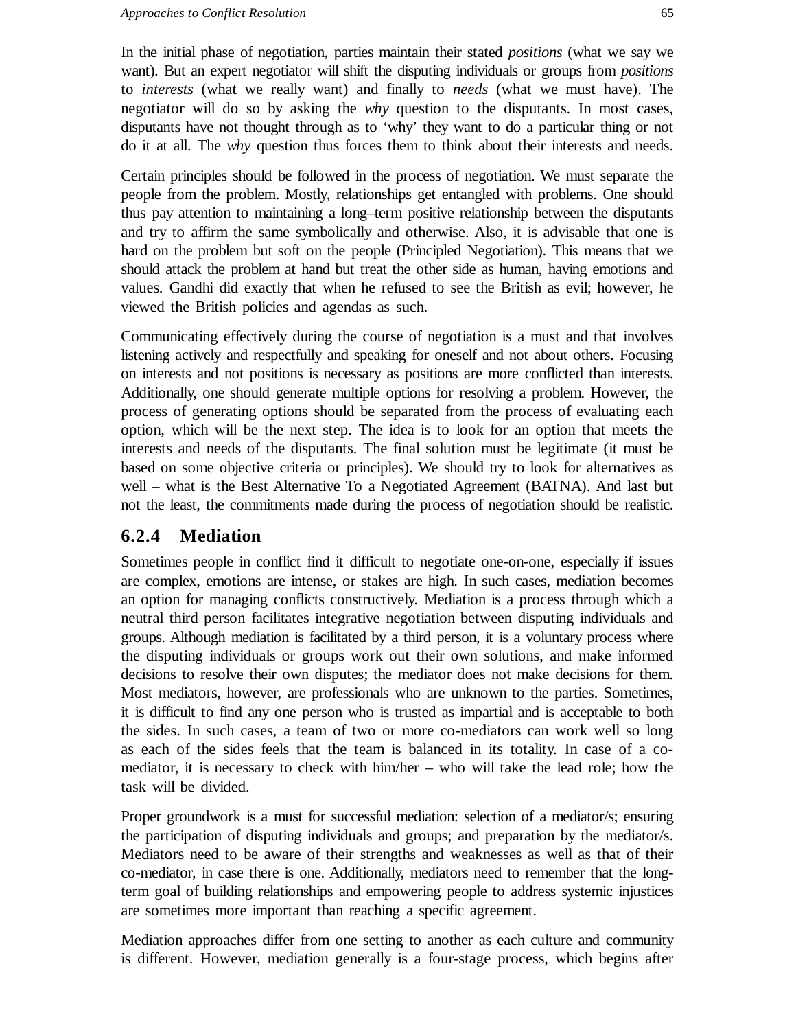In the initial phase of negotiation, parties maintain their stated *positions* (what we say we want). But an expert negotiator will shift the disputing individuals or groups from *positions* to *interests* (what we really want) and finally to *needs* (what we must have). The negotiator will do so by asking the *why* question to the disputants. In most cases, disputants have not thought through as to 'why' they want to do a particular thing or not do it at all. The *why* question thus forces them to think about their interests and needs.

Certain principles should be followed in the process of negotiation. We must separate the people from the problem. Mostly, relationships get entangled with problems. One should thus pay attention to maintaining a long–term positive relationship between the disputants and try to affirm the same symbolically and otherwise. Also, it is advisable that one is hard on the problem but soft on the people (Principled Negotiation). This means that we should attack the problem at hand but treat the other side as human, having emotions and values. Gandhi did exactly that when he refused to see the British as evil; however, he viewed the British policies and agendas as such.

Communicating effectively during the course of negotiation is a must and that involves listening actively and respectfully and speaking for oneself and not about others. Focusing on interests and not positions is necessary as positions are more conflicted than interests. Additionally, one should generate multiple options for resolving a problem. However, the process of generating options should be separated from the process of evaluating each option, which will be the next step. The idea is to look for an option that meets the interests and needs of the disputants. The final solution must be legitimate (it must be based on some objective criteria or principles). We should try to look for alternatives as well – what is the Best Alternative To a Negotiated Agreement (BATNA). And last but not the least, the commitments made during the process of negotiation should be realistic.

### 6.2.4 Mediation

Sometimes people in conflict find it difficult to negotiate one-on-one, especially if issues are complex, emotions are intense, or stakes are high. In such cases, mediation becomes an option for managing conflicts constructively. Mediation is a process through which a neutral third person facilitates integrative negotiation between disputing individuals and groups. Although mediation is facilitated by a third person, it is a voluntary process where the disputing individuals or groups work out their own solutions, and make informed decisions to resolve their own disputes; the mediator does not make decisions for them. Most mediators, however, are professionals who are unknown to the parties. Sometimes, it is difficult to find any one person who is trusted as impartial and is acceptable to both the sides. In such cases, a team of two or more co-mediators can work well so long as each of the sides feels that the team is balanced in its totality. In case of a co-mediator, it is necessary to check with him/her – who will take the lead role; how the task will be divided.

Proper groundwork is a must for successful mediation: selection of a mediator/s; ensuring the participation of disputing individuals and groups; and preparation by the mediator/s. Mediators need to be aware of their strengths and weaknesses as well as that of their co-mediator, in case there is one. Additionally, mediators need to remember that the long-term goal of building relationships and empowering people to address systemic injustices are sometimes more important than reaching a specific agreement.

Mediation approaches differ from one setting to another as each culture and community is different. However, mediation generally is a four-stage process, which begins after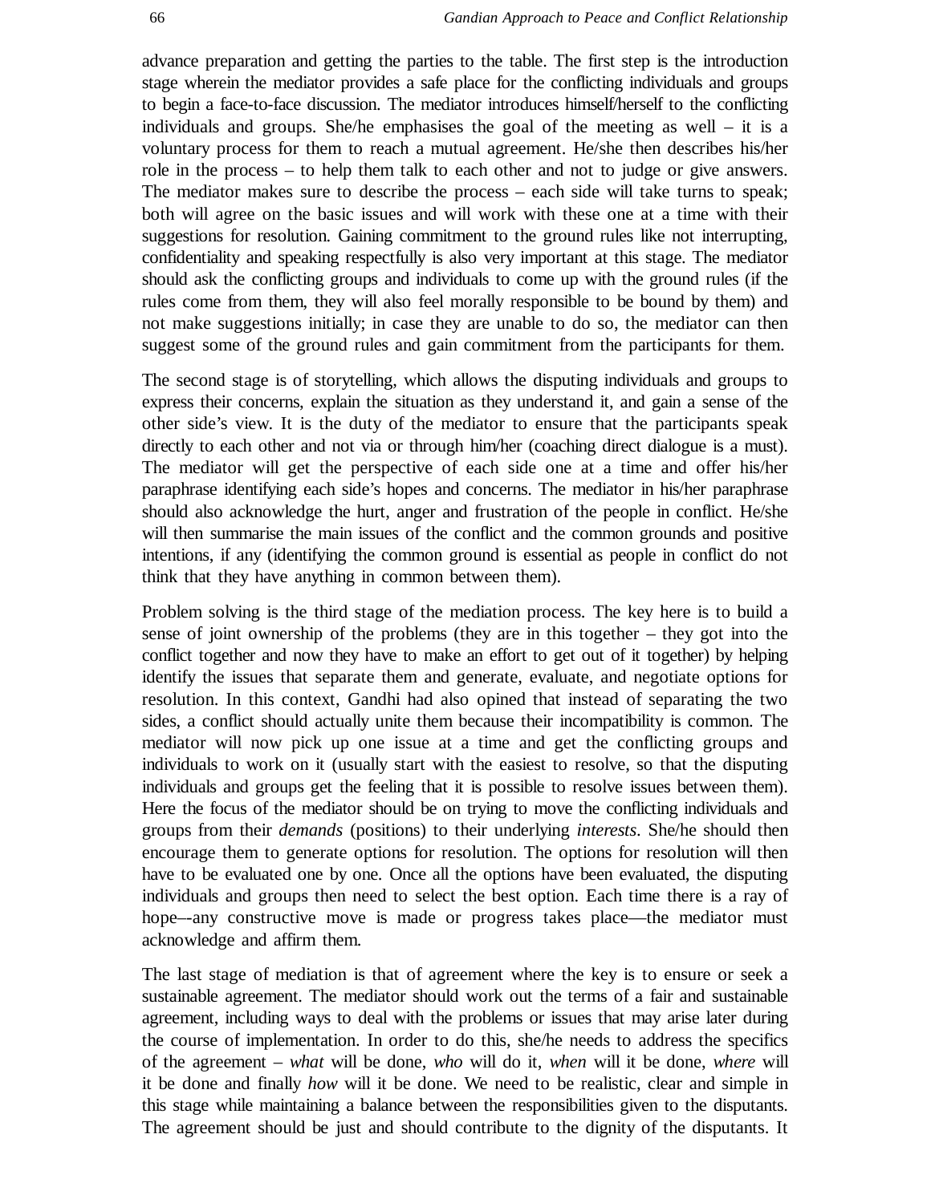advance preparation and getting the parties to the table. The first step is the introduction stage wherein the mediator provides a safe place for the conflicting individuals and groups to begin a face-to-face discussion. The mediator introduces himself/herself to the conflicting individuals and groups. She/he emphasises the goal of the meeting as well – it is a voluntary process for them to reach a mutual agreement. He/she then describes his/her role in the process – to help them talk to each other and not to judge or give answers. The mediator makes sure to describe the process – each side will take turns to speak; both will agree on the basic issues and will work with these one at a time with their suggestions for resolution. Gaining commitment to the ground rules like not interrupting, confidentiality and speaking respectfully is also very important at this stage. The mediator should ask the conflicting groups and individuals to come up with the ground rules (if the rules come from them, they will also feel morally responsible to be bound by them) and not make suggestions initially; in case they are unable to do so, the mediator can then suggest some of the ground rules and gain commitment from the participants for them.

The second stage is of storytelling, which allows the disputing individuals and groups to express their concerns, explain the situation as they understand it, and gain a sense of the other side's view. It is the duty of the mediator to ensure that the participants speak directly to each other and not via or through him/her (coaching direct dialogue is a must). The mediator will get the perspective of each side one at a time and offer his/her paraphrase identifying each side's hopes and concerns. The mediator in his/her paraphrase should also acknowledge the hurt, anger and frustration of the people in conflict. He/she will then summarise the main issues of the conflict and the common grounds and positive intentions, if any (identifying the common ground is essential as people in conflict do not think that they have anything in common between them).

Problem solving is the third stage of the mediation process. The key here is to build a sense of joint ownership of the problems (they are in this together – they got into the conflict together and now they have to make an effort to get out of it together) by helping identify the issues that separate them and generate, evaluate, and negotiate options for resolution. In this context, Gandhi had also opined that instead of separating the two sides, a conflict should actually unite them because their incompatibility is common. The mediator will now pick up one issue at a time and get the conflicting groups and individuals to work on it (usually start with the easiest to resolve, so that the disputing individuals and groups get the feeling that it is possible to resolve issues between them). Here the focus of the mediator should be on trying to move the conflicting individuals and groups from their *demands* (positions) to their underlying *interests*. She/he should then encourage them to generate options for resolution. The options for resolution will then have to be evaluated one by one. Once all the options have been evaluated, the disputing individuals and groups then need to select the best option. Each time there is a ray of hope–-any constructive move is made or progress takes place—the mediator must acknowledge and affirm them.

The last stage of mediation is that of agreement where the key is to ensure or seek a sustainable agreement. The mediator should work out the terms of a fair and sustainable agreement, including ways to deal with the problems or issues that may arise later during the course of implementation. In order to do this, she/he needs to address the specifics of the agreement – *what* will be done, *who* will do it, *when* will it be done, *where* will it be done and finally *how* will it be done. We need to be realistic, clear and simple in this stage while maintaining a balance between the responsibilities given to the disputants. The agreement should be just and should contribute to the dignity of the disputants. It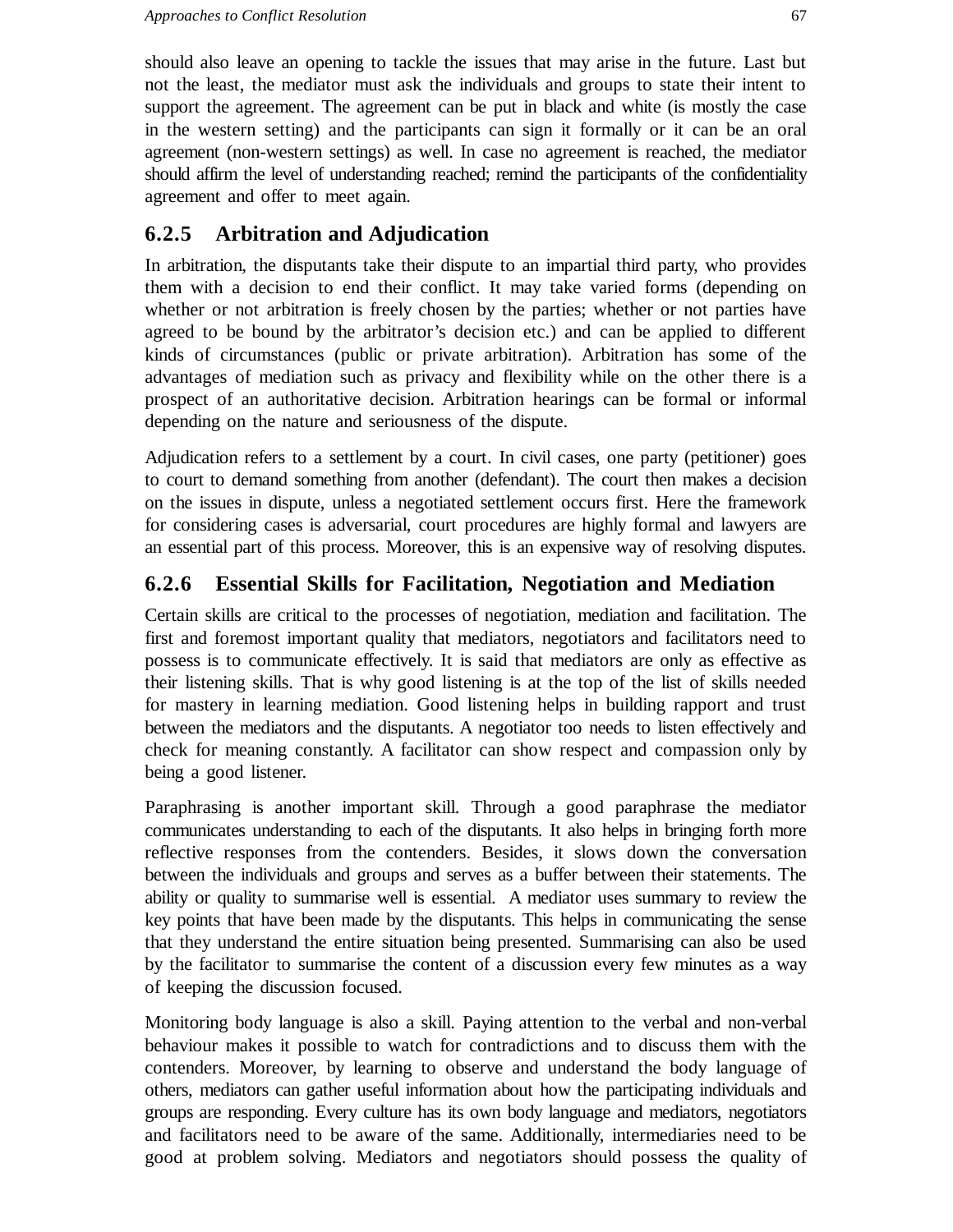should also leave an opening to tackle the issues that may arise in the future. Last but not the least, the mediator must ask the individuals and groups to state their intent to support the agreement. The agreement can be put in black and white (is mostly the case in the western setting) and the participants can sign it formally or it can be an oral agreement (non-western settings) as well. In case no agreement is reached, the mediator should affirm the level of understanding reached; remind the participants of the confidentiality agreement and offer to meet again.

### 6.2.5 Arbitration and Adjudication

In arbitration, the disputants take their dispute to an impartial third party, who provides them with a decision to end their conflict. It may take varied forms (depending on whether or not arbitration is freely chosen by the parties; whether or not parties have agreed to be bound by the arbitrator's decision etc.) and can be applied to different kinds of circumstances (public or private arbitration). Arbitration has some of the advantages of mediation such as privacy and flexibility while on the other there is a prospect of an authoritative decision. Arbitration hearings can be formal or informal depending on the nature and seriousness of the dispute.

Adjudication refers to a settlement by a court. In civil cases, one party (petitioner) goes to court to demand something from another (defendant). The court then makes a decision on the issues in dispute, unless a negotiated settlement occurs first. Here the framework for considering cases is adversarial, court procedures are highly formal and lawyers are an essential part of this process. Moreover, this is an expensive way of resolving disputes.

### 6.2.6 Essential Skills for Facilitation, Negotiation and Mediation

Certain skills are critical to the processes of negotiation, mediation and facilitation. The first and foremost important quality that mediators, negotiators and facilitators need to possess is to communicate effectively. It is said that mediators are only as effective as their listening skills. That is why good listening is at the top of the list of skills needed for mastery in learning mediation. Good listening helps in building rapport and trust between the mediators and the disputants. A negotiator too needs to listen effectively and check for meaning constantly. A facilitator can show respect and compassion only by being a good listener.

Paraphrasing is another important skill. Through a good paraphrase the mediator communicates understanding to each of the disputants. It also helps in bringing forth more reflective responses from the contenders. Besides, it slows down the conversation between the individuals and groups and serves as a buffer between their statements. The ability or quality to summarise well is essential. A mediator uses summary to review the key points that have been made by the disputants. This helps in communicating the sense that they understand the entire situation being presented. Summarising can also be used by the facilitator to summarise the content of a discussion every few minutes as a way of keeping the discussion focused.

Monitoring body language is also a skill. Paying attention to the verbal and non-verbal behaviour makes it possible to watch for contradictions and to discuss them with the contenders. Moreover, by learning to observe and understand the body language of others, mediators can gather useful information about how the participating individuals and groups are responding. Every culture has its own body language and mediators, negotiators and facilitators need to be aware of the same. Additionally, intermediaries need to be good at problem solving. Mediators and negotiators should possess the quality of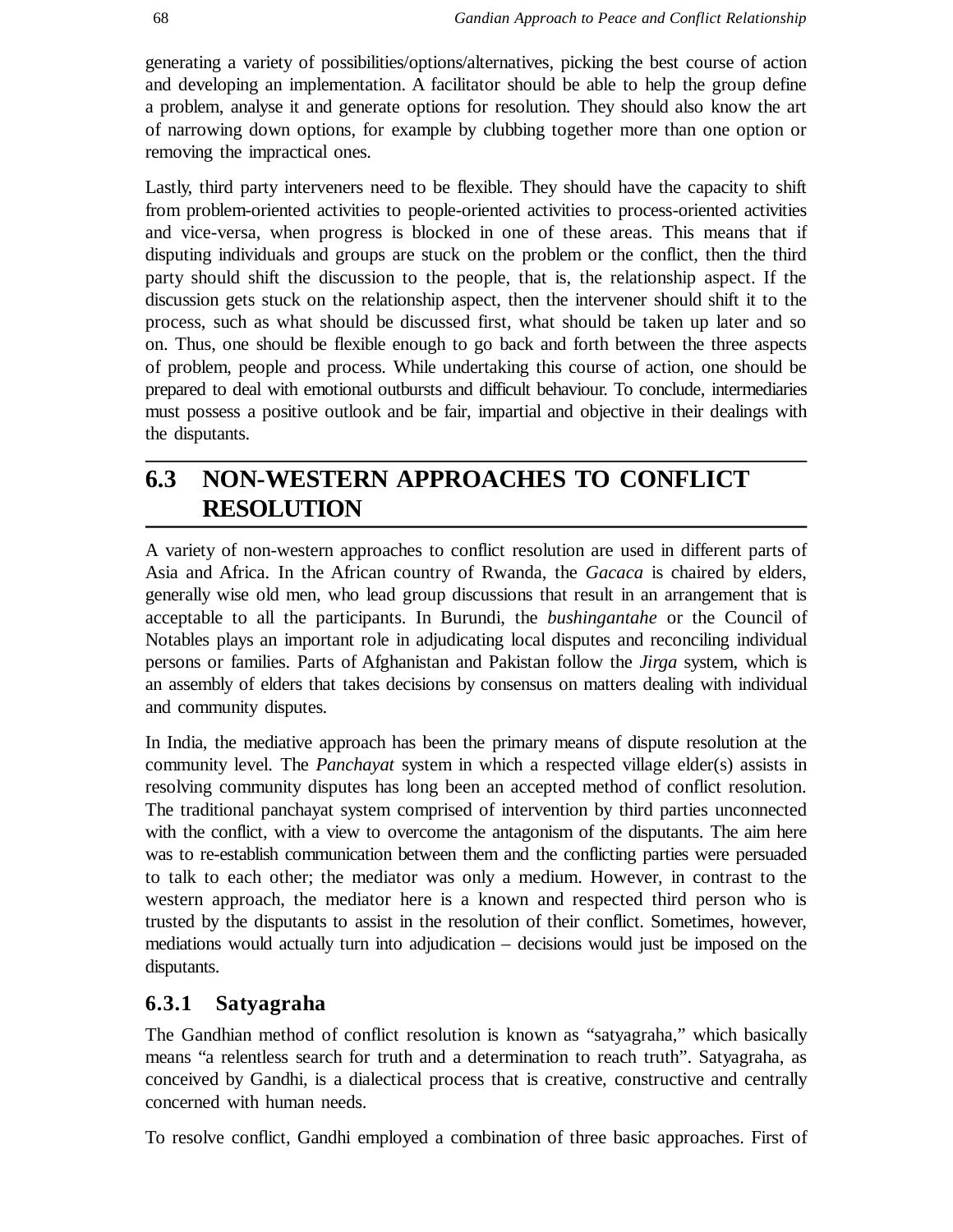generating a variety of possibilities/options/alternatives, picking the best course of action and developing an implementation. A facilitator should be able to help the group define a problem, analyse it and generate options for resolution. They should also know the art of narrowing down options, for example by clubbing together more than one option or removing the impractical ones.

Lastly, third party interveners need to be flexible. They should have the capacity to shift from problem-oriented activities to people-oriented activities to process-oriented activities and vice-versa, when progress is blocked in one of these areas. This means that if disputing individuals and groups are stuck on the problem or the conflict, then the third party should shift the discussion to the people, that is, the relationship aspect. If the discussion gets stuck on the relationship aspect, then the intervener should shift it to the process, such as what should be discussed first, what should be taken up later and so on. Thus, one should be flexible enough to go back and forth between the three aspects of problem, people and process. While undertaking this course of action, one should be prepared to deal with emotional outbursts and difficult behaviour. To conclude, intermediaries must possess a positive outlook and be fair, impartial and objective in their dealings with the disputants.

## 6.3 NON-WESTERN APPROACHES TO CONFLICT RESOLUTION

A variety of non-western approaches to conflict resolution are used in different parts of Asia and Africa. In the African country of Rwanda, the *Gacaca* is chaired by elders, generally wise old men, who lead group discussions that result in an arrangement that is acceptable to all the participants. In Burundi, the *bushingantahe* or the Council of Notables plays an important role in adjudicating local disputes and reconciling individual persons or families. Parts of Afghanistan and Pakistan follow the *Jirga* system, which is an assembly of elders that takes decisions by consensus on matters dealing with individual and community disputes.

In India, the mediative approach has been the primary means of dispute resolution at the community level. The *Panchayat* system in which a respected village elder(s) assists in resolving community disputes has long been an accepted method of conflict resolution. The traditional panchayat system comprised of intervention by third parties unconnected with the conflict, with a view to overcome the antagonism of the disputants. The aim here was to re-establish communication between them and the conflicting parties were persuaded to talk to each other; the mediator was only a medium. However, in contrast to the western approach, the mediator here is a known and respected third person who is trusted by the disputants to assist in the resolution of their conflict. Sometimes, however, mediations would actually turn into adjudication – decisions would just be imposed on the disputants.

### 6.3.1 Satyagraha

The Gandhian method of conflict resolution is known as "satyagraha," which basically means "a relentless search for truth and a determination to reach truth". Satyagraha, as conceived by Gandhi, is a dialectical process that is creative, constructive and centrally concerned with human needs.

To resolve conflict, Gandhi employed a combination of three basic approaches. First of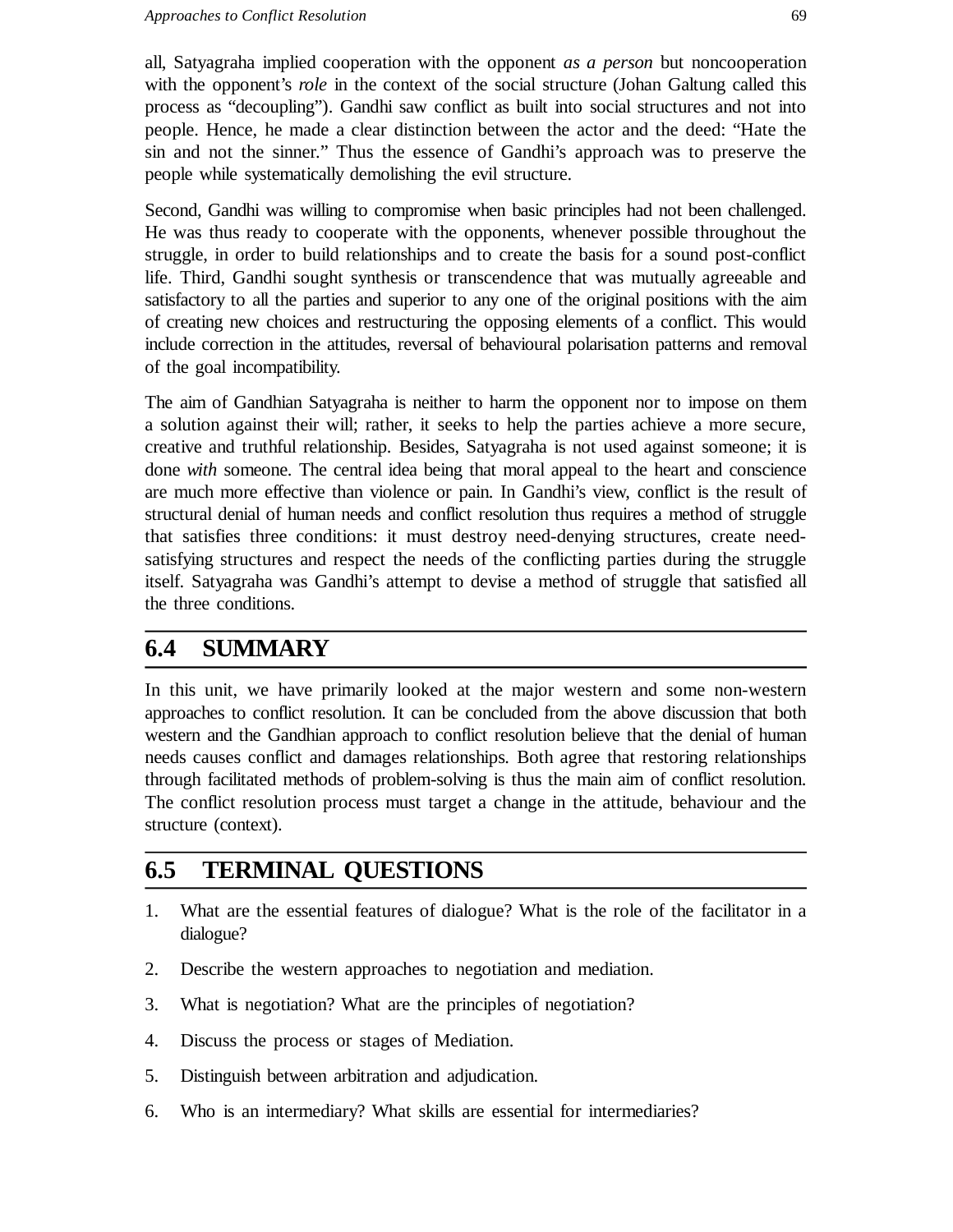all, Satyagraha implied cooperation with the opponent *as a person* but noncooperation with the opponent's *role* in the context of the social structure (Johan Galtung called this process as "decoupling"). Gandhi saw conflict as built into social structures and not into people. Hence, he made a clear distinction between the actor and the deed: "Hate the sin and not the sinner." Thus the essence of Gandhi's approach was to preserve the people while systematically demolishing the evil structure.

Second, Gandhi was willing to compromise when basic principles had not been challenged. He was thus ready to cooperate with the opponents, whenever possible throughout the struggle, in order to build relationships and to create the basis for a sound post-conflict life. Third, Gandhi sought synthesis or transcendence that was mutually agreeable and satisfactory to all the parties and superior to any one of the original positions with the aim of creating new choices and restructuring the opposing elements of a conflict. This would include correction in the attitudes, reversal of behavioural polarisation patterns and removal of the goal incompatibility.

The aim of Gandhian Satyagraha is neither to harm the opponent nor to impose on them a solution against their will; rather, it seeks to help the parties achieve a more secure, creative and truthful relationship. Besides, Satyagraha is not used against someone; it is done *with* someone. The central idea being that moral appeal to the heart and conscience are much more effective than violence or pain. In Gandhi's view, conflict is the result of structural denial of human needs and conflict resolution thus requires a method of struggle that satisfies three conditions: it must destroy need-denying structures, create need-satisfying structures and respect the needs of the conflicting parties during the struggle itself. Satyagraha was Gandhi's attempt to devise a method of struggle that satisfied all the three conditions.

## 6.4 SUMMARY

In this unit, we have primarily looked at the major western and some non-western approaches to conflict resolution. It can be concluded from the above discussion that both western and the Gandhian approach to conflict resolution believe that the denial of human needs causes conflict and damages relationships. Both agree that restoring relationships through facilitated methods of problem-solving is thus the main aim of conflict resolution. The conflict resolution process must target a change in the attitude, behaviour and the structure (context).

## 6.5 TERMINAL QUESTIONS

1. What are the essential features of dialogue? What is the role of the facilitator in a dialogue?
2. Describe the western approaches to negotiation and mediation.
3. What is negotiation? What are the principles of negotiation?
4. Discuss the process or stages of Mediation.
5. Distinguish between arbitration and adjudication.
6. Who is an intermediary? What skills are essential for intermediaries?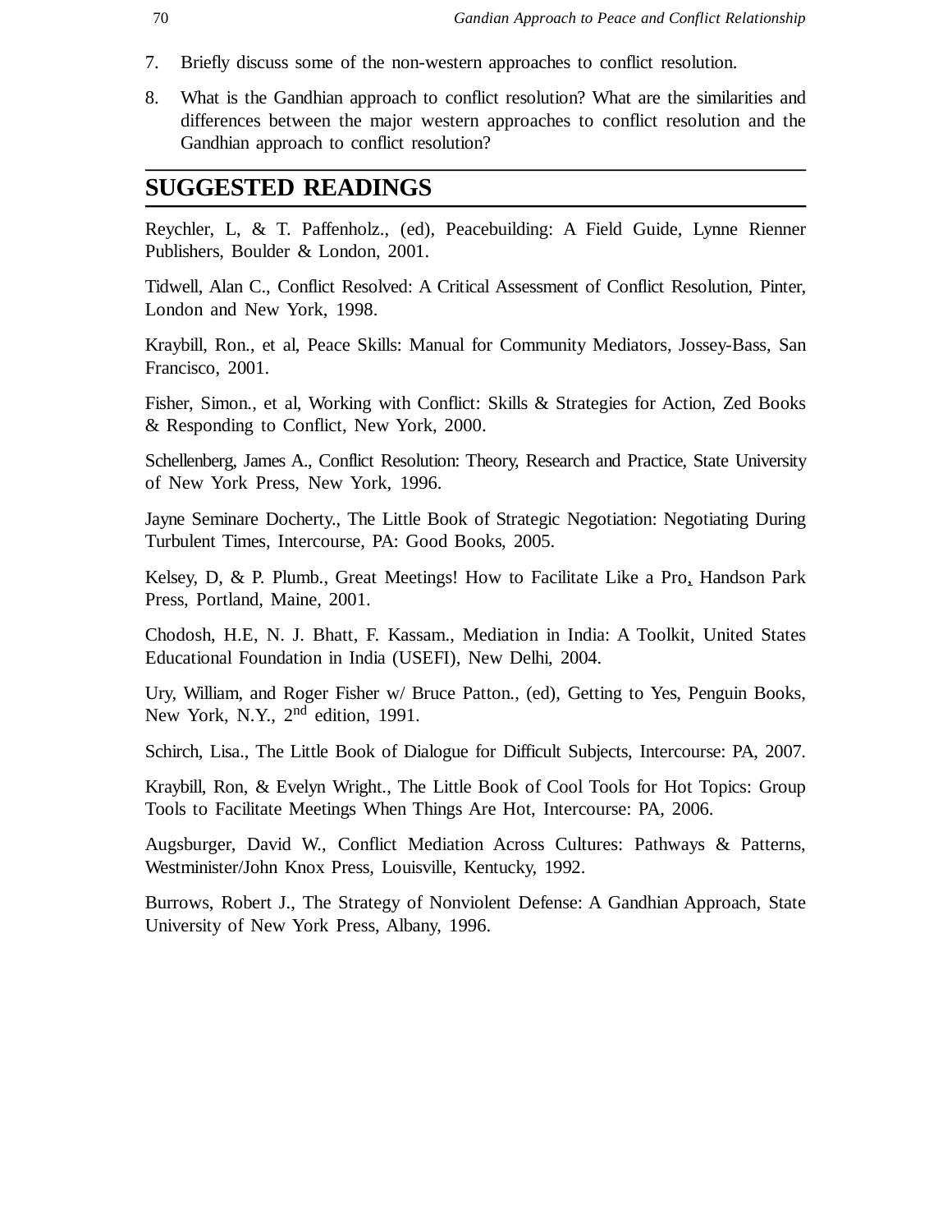7. Briefly discuss some of the non-western approaches to conflict resolution.
8. What is the Gandhian approach to conflict resolution? What are the similarities and differences between the major western approaches to conflict resolution and the Gandhian approach to conflict resolution?

## SUGGESTED READINGS

Reychler, L, & T. Paffenholz., (ed), Peacebuilding: A Field Guide, Lynne Rienner Publishers, Boulder & London, 2001.

Tidwell, Alan C., Conflict Resolved: A Critical Assessment of Conflict Resolution, Pinter, London and New York, 1998.

Kraybill, Ron., et al, Peace Skills: Manual for Community Mediators, Jossey-Bass, San Francisco, 2001.

Fisher, Simon., et al, Working with Conflict: Skills & Strategies for Action, Zed Books & Responding to Conflict, New York, 2000.

Schellenberg, James A., Conflict Resolution: Theory, Research and Practice, State University of New York Press, New York, 1996.

Jayne Seminare Docherty., The Little Book of Strategic Negotiation: Negotiating During Turbulent Times, Intercourse, PA: Good Books, 2005.

Kelsey, D, & P. Plumb., Great Meetings! How to Facilitate Like a Pro, Handson Park Press, Portland, Maine, 2001.

Chodosh, H.E, N. J. Bhatt, F. Kassam., Mediation in India: A Toolkit, United States Educational Foundation in India (USEFI), New Delhi, 2004.

Ury, William, and Roger Fisher w/ Bruce Patton., (ed), Getting to Yes, Penguin Books, New York, N.Y., 2nd edition, 1991.

Schirch, Lisa., The Little Book of Dialogue for Difficult Subjects, Intercourse: PA, 2007.

Kraybill, Ron, & Evelyn Wright., The Little Book of Cool Tools for Hot Topics: Group Tools to Facilitate Meetings When Things Are Hot, Intercourse: PA, 2006.

Augsburger, David W., Conflict Mediation Across Cultures: Pathways & Patterns, Westminister/John Knox Press, Louisville, Kentucky, 1992.

Burrows, Robert J., The Strategy of Nonviolent Defense: A Gandhian Approach, State University of New York Press, Albany, 1996.